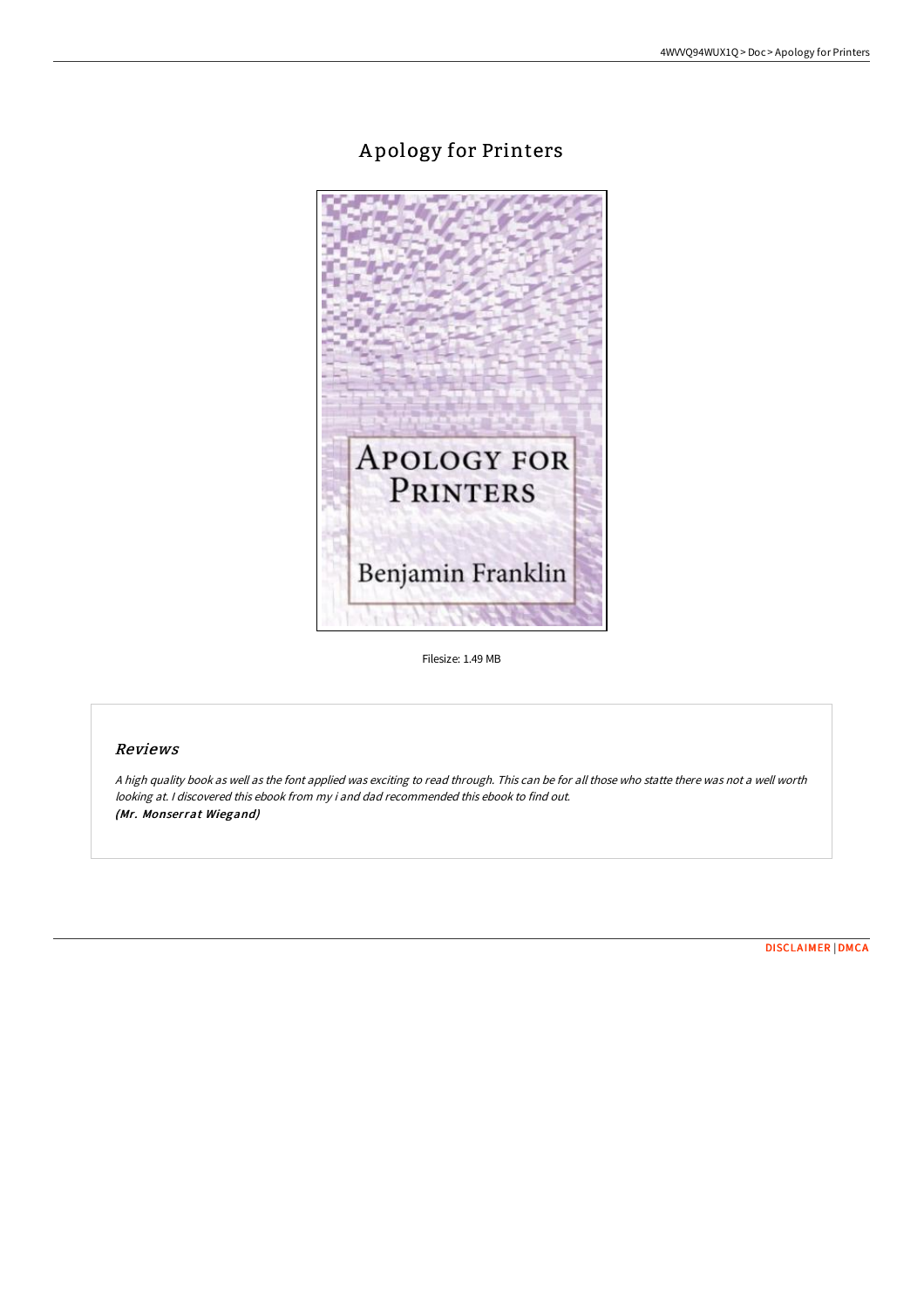# Apology for Printers

Filesize: 1.49 MB

## Reviews

*A high quality book as well as the font applied was exciting to read through. This can be for all those who statte there was not a well worth looking at. I discovered this ebook from my i and dad recommended this ebook to find out.*
***(Mr. Monserrat Wiegand)***

DISCLAIMER | DMCA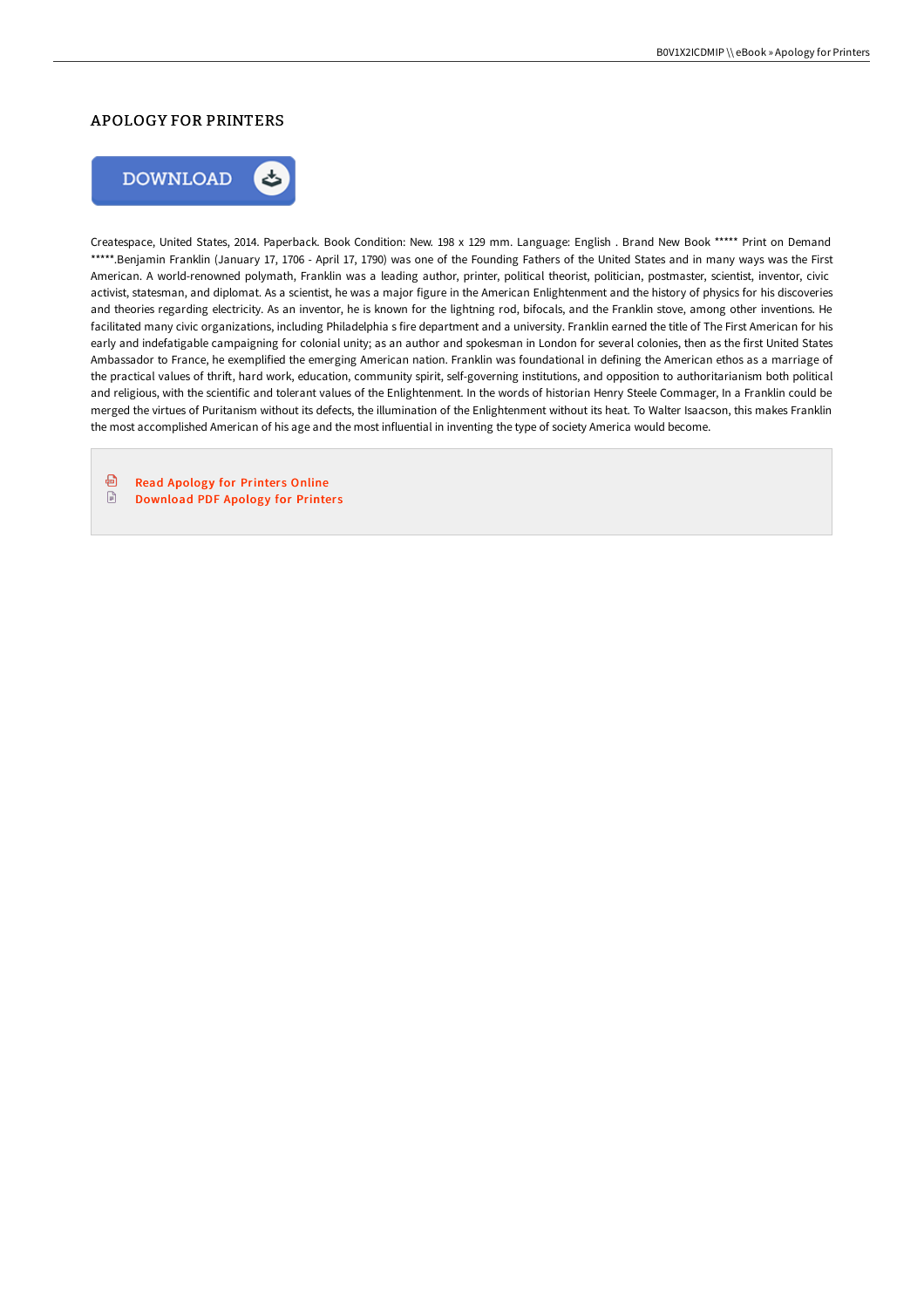## APOLOGY FOR PRINTERS

Createspace, United States, 2014. Paperback. Book Condition: New. 198 x 129 mm. Language: English . Brand New Book ***** Print on Demand *****.Benjamin Franklin (January 17, 1706 - April 17, 1790) was one of the Founding Fathers of the United States and in many ways was the First American. A world-renowned polymath, Franklin was a leading author, printer, political theorist, politician, postmaster, scientist, inventor, civic activist, statesman, and diplomat. As a scientist, he was a major figure in the American Enlightenment and the history of physics for his discoveries and theories regarding electricity. As an inventor, he is known for the lightning rod, bifocals, and the Franklin stove, among other inventions. He facilitated many civic organizations, including Philadelphia s fire department and a university. Franklin earned the title of The First American for his early and indefatigable campaigning for colonial unity; as an author and spokesman in London for several colonies, then as the first United States Ambassador to France, he exemplified the emerging American nation. Franklin was foundational in defining the American ethos as a marriage of the practical values of thrift, hard work, education, community spirit, self-governing institutions, and opposition to authoritarianism both political and religious, with the scientific and tolerant values of the Enlightenment. In the words of historian Henry Steele Commager, In a Franklin could be merged the virtues of Puritanism without its defects, the illumination of the Enlightenment without its heat. To Walter Isaacson, this makes Franklin the most accomplished American of his age and the most influential in inventing the type of society America would become.

- Read Apology for Printers Online
- Download PDF Apology for Printers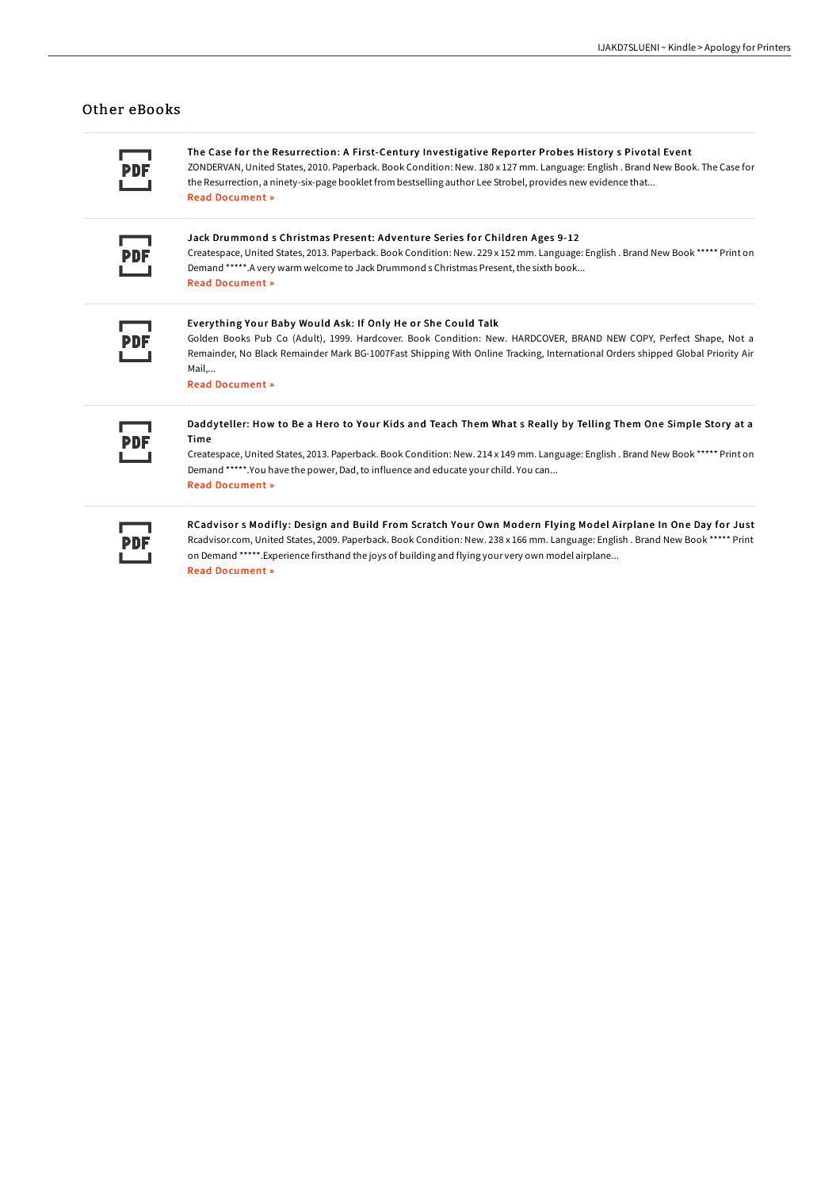## Other eBooks

**The Case for the Resurrection: A First-Century Investigative Reporter Probes History s Pivotal Event**
ZONDERVAN, United States, 2010. Paperback. Book Condition: New. 180 x 127 mm. Language: English . Brand New Book. The Case for the Resurrection, a ninety-six-page booklet from bestselling author Lee Strobel, provides new evidence that...
Read Document »

**Jack Drummond s Christmas Present: Adventure Series for Children Ages 9-12**
Createspace, United States, 2013. Paperback. Book Condition: New. 229 x 152 mm. Language: English . Brand New Book ***** Print on Demand *****.A very warm welcome to Jack Drummond s Christmas Present, the sixth book...
Read Document »

**Everything Your Baby Would Ask: If Only He or She Could Talk**
Golden Books Pub Co (Adult), 1999. Hardcover. Book Condition: New. HARDCOVER, BRAND NEW COPY, Perfect Shape, Not a Remainder, No Black Remainder Mark BG-1007Fast Shipping With Online Tracking, International Orders shipped Global Priority Air Mail,...
Read Document »

**Daddyteller: How to Be a Hero to Your Kids and Teach Them What s Really by Telling Them One Simple Story at a Time**
Createspace, United States, 2013. Paperback. Book Condition: New. 214 x 149 mm. Language: English . Brand New Book ***** Print on Demand *****.You have the power, Dad, to influence and educate your child. You can...
Read Document »

**RCadvisor s Modifly: Design and Build From Scratch Your Own Modern Flying Model Airplane In One Day for Just**
Rcadvisor.com, United States, 2009. Paperback. Book Condition: New. 238 x 166 mm. Language: English . Brand New Book ***** Print on Demand *****.Experience firsthand the joys of building and flying your very own model airplane...
Read Document »